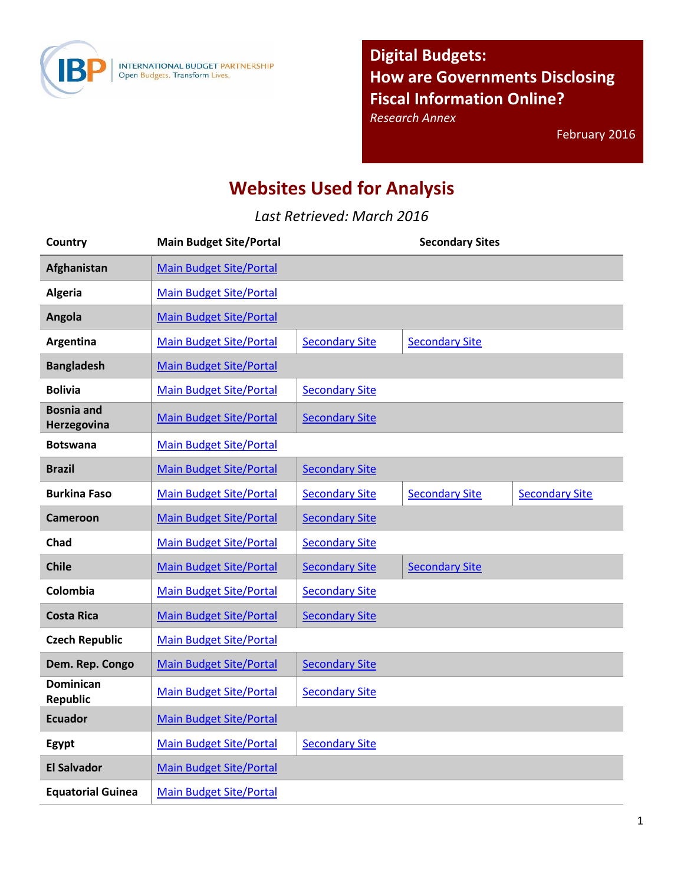INTERNATIONAL BUDGET PARTNERSHIP
Open Budgets. Transform Lives.

# Digital Budgets: How are Governments Disclosing Fiscal Information Online?

*Research Annex*

February 2016

## Websites Used for Analysis

*Last Retrieved: March 2016*

| Country | Main Budget Site/Portal | Secondary Sites | | |
|---|---|---|---|---|
| Afghanistan | Main Budget Site/Portal | | | |
| Algeria | Main Budget Site/Portal | | | |
| Angola | Main Budget Site/Portal | | | |
| Argentina | Main Budget Site/Portal | Secondary Site | Secondary Site | |
| Bangladesh | Main Budget Site/Portal | | | |
| Bolivia | Main Budget Site/Portal | Secondary Site | | |
| Bosnia and Herzegovina | Main Budget Site/Portal | Secondary Site | | |
| Botswana | Main Budget Site/Portal | | | |
| Brazil | Main Budget Site/Portal | Secondary Site | | |
| Burkina Faso | Main Budget Site/Portal | Secondary Site | Secondary Site | Secondary Site |
| Cameroon | Main Budget Site/Portal | Secondary Site | | |
| Chad | Main Budget Site/Portal | Secondary Site | | |
| Chile | Main Budget Site/Portal | Secondary Site | Secondary Site | |
| Colombia | Main Budget Site/Portal | Secondary Site | | |
| Costa Rica | Main Budget Site/Portal | Secondary Site | | |
| Czech Republic | Main Budget Site/Portal | | | |
| Dem. Rep. Congo | Main Budget Site/Portal | Secondary Site | | |
| Dominican Republic | Main Budget Site/Portal | Secondary Site | | |
| Ecuador | Main Budget Site/Portal | | | |
| Egypt | Main Budget Site/Portal | Secondary Site | | |
| El Salvador | Main Budget Site/Portal | | | |
| Equatorial Guinea | Main Budget Site/Portal | | | |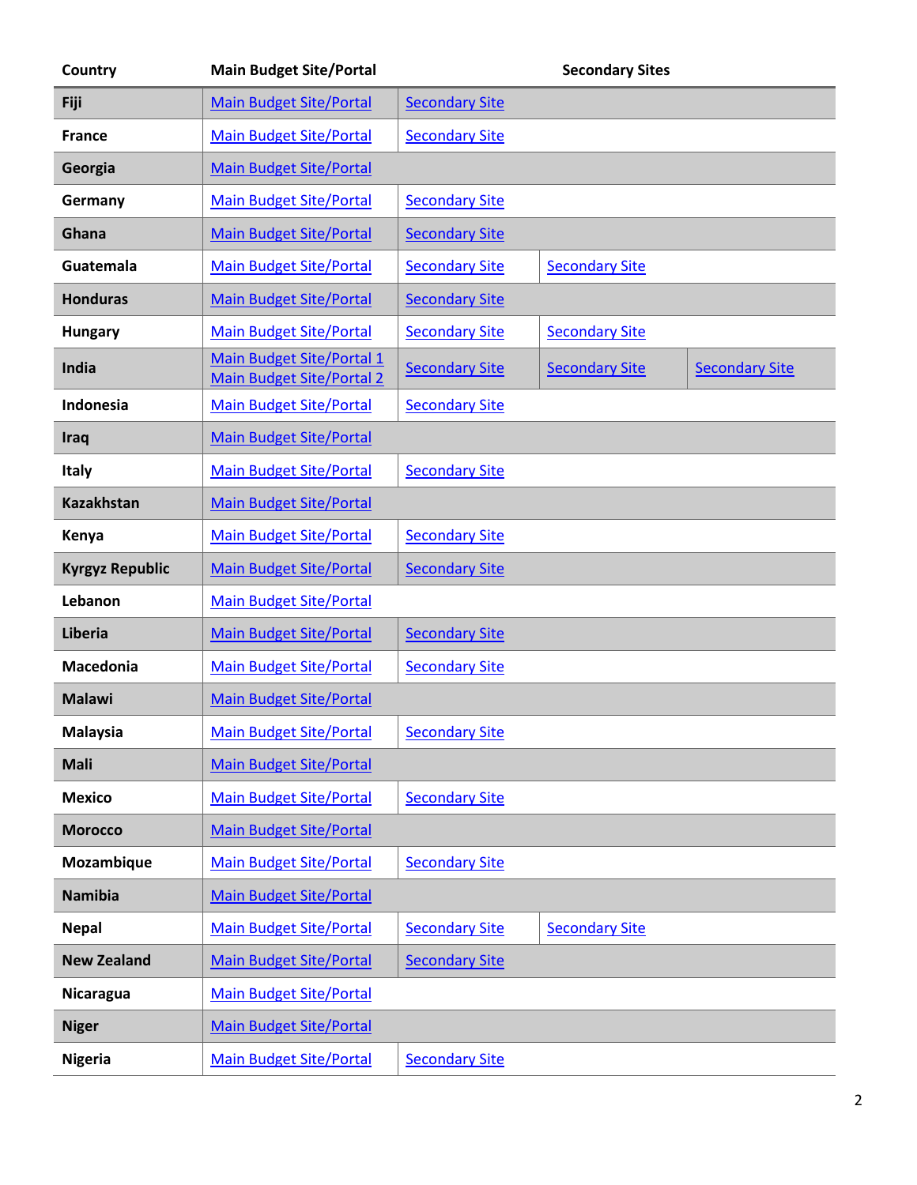| Country | Main Budget Site/Portal | Secondary Sites | | |
|---|---|---|---|---|
| Fiji | Main Budget Site/Portal | Secondary Site | | |
| France | Main Budget Site/Portal | Secondary Site | | |
| Georgia | Main Budget Site/Portal | | | |
| Germany | Main Budget Site/Portal | Secondary Site | | |
| Ghana | Main Budget Site/Portal | Secondary Site | | |
| Guatemala | Main Budget Site/Portal | Secondary Site | Secondary Site | |
| Honduras | Main Budget Site/Portal | Secondary Site | | |
| Hungary | Main Budget Site/Portal | Secondary Site | Secondary Site | |
| India | Main Budget Site/Portal 1<br>Main Budget Site/Portal 2 | Secondary Site | Secondary Site | Secondary Site |
| Indonesia | Main Budget Site/Portal | Secondary Site | | |
| Iraq | Main Budget Site/Portal | | | |
| Italy | Main Budget Site/Portal | Secondary Site | | |
| Kazakhstan | Main Budget Site/Portal | | | |
| Kenya | Main Budget Site/Portal | Secondary Site | | |
| Kyrgyz Republic | Main Budget Site/Portal | Secondary Site | | |
| Lebanon | Main Budget Site/Portal | | | |
| Liberia | Main Budget Site/Portal | Secondary Site | | |
| Macedonia | Main Budget Site/Portal | Secondary Site | | |
| Malawi | Main Budget Site/Portal | | | |
| Malaysia | Main Budget Site/Portal | Secondary Site | | |
| Mali | Main Budget Site/Portal | | | |
| Mexico | Main Budget Site/Portal | Secondary Site | | |
| Morocco | Main Budget Site/Portal | | | |
| Mozambique | Main Budget Site/Portal | Secondary Site | | |
| Namibia | Main Budget Site/Portal | | | |
| Nepal | Main Budget Site/Portal | Secondary Site | Secondary Site | |
| New Zealand | Main Budget Site/Portal | Secondary Site | | |
| Nicaragua | Main Budget Site/Portal | | | |
| Niger | Main Budget Site/Portal | | | |
| Nigeria | Main Budget Site/Portal | Secondary Site | | |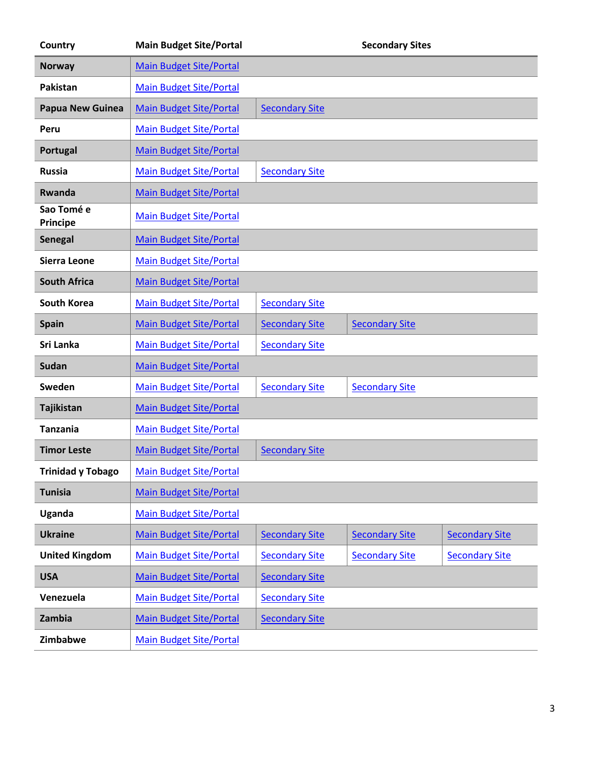| Country | Main Budget Site/Portal | Secondary Sites | | |
|---|---|---|---|---|
| **Norway** | Main Budget Site/Portal | | | |
| **Pakistan** | Main Budget Site/Portal | | | |
| **Papua New Guinea** | Main Budget Site/Portal | Secondary Site | | |
| **Peru** | Main Budget Site/Portal | | | |
| **Portugal** | Main Budget Site/Portal | | | |
| **Russia** | Main Budget Site/Portal | Secondary Site | | |
| **Rwanda** | Main Budget Site/Portal | | | |
| **Sao Tomé e Principe** | Main Budget Site/Portal | | | |
| **Senegal** | Main Budget Site/Portal | | | |
| **Sierra Leone** | Main Budget Site/Portal | | | |
| **South Africa** | Main Budget Site/Portal | | | |
| **South Korea** | Main Budget Site/Portal | Secondary Site | | |
| **Spain** | Main Budget Site/Portal | Secondary Site | Secondary Site | |
| **Sri Lanka** | Main Budget Site/Portal | Secondary Site | | |
| **Sudan** | Main Budget Site/Portal | | | |
| **Sweden** | Main Budget Site/Portal | Secondary Site | Secondary Site | |
| **Tajikistan** | Main Budget Site/Portal | | | |
| **Tanzania** | Main Budget Site/Portal | | | |
| **Timor Leste** | Main Budget Site/Portal | Secondary Site | | |
| **Trinidad y Tobago** | Main Budget Site/Portal | | | |
| **Tunisia** | Main Budget Site/Portal | | | |
| **Uganda** | Main Budget Site/Portal | | | |
| **Ukraine** | Main Budget Site/Portal | Secondary Site | Secondary Site | Secondary Site |
| **United Kingdom** | Main Budget Site/Portal | Secondary Site | Secondary Site | Secondary Site |
| **USA** | Main Budget Site/Portal | Secondary Site | | |
| **Venezuela** | Main Budget Site/Portal | Secondary Site | | |
| **Zambia** | Main Budget Site/Portal | Secondary Site | | |
| **Zimbabwe** | Main Budget Site/Portal | | | |